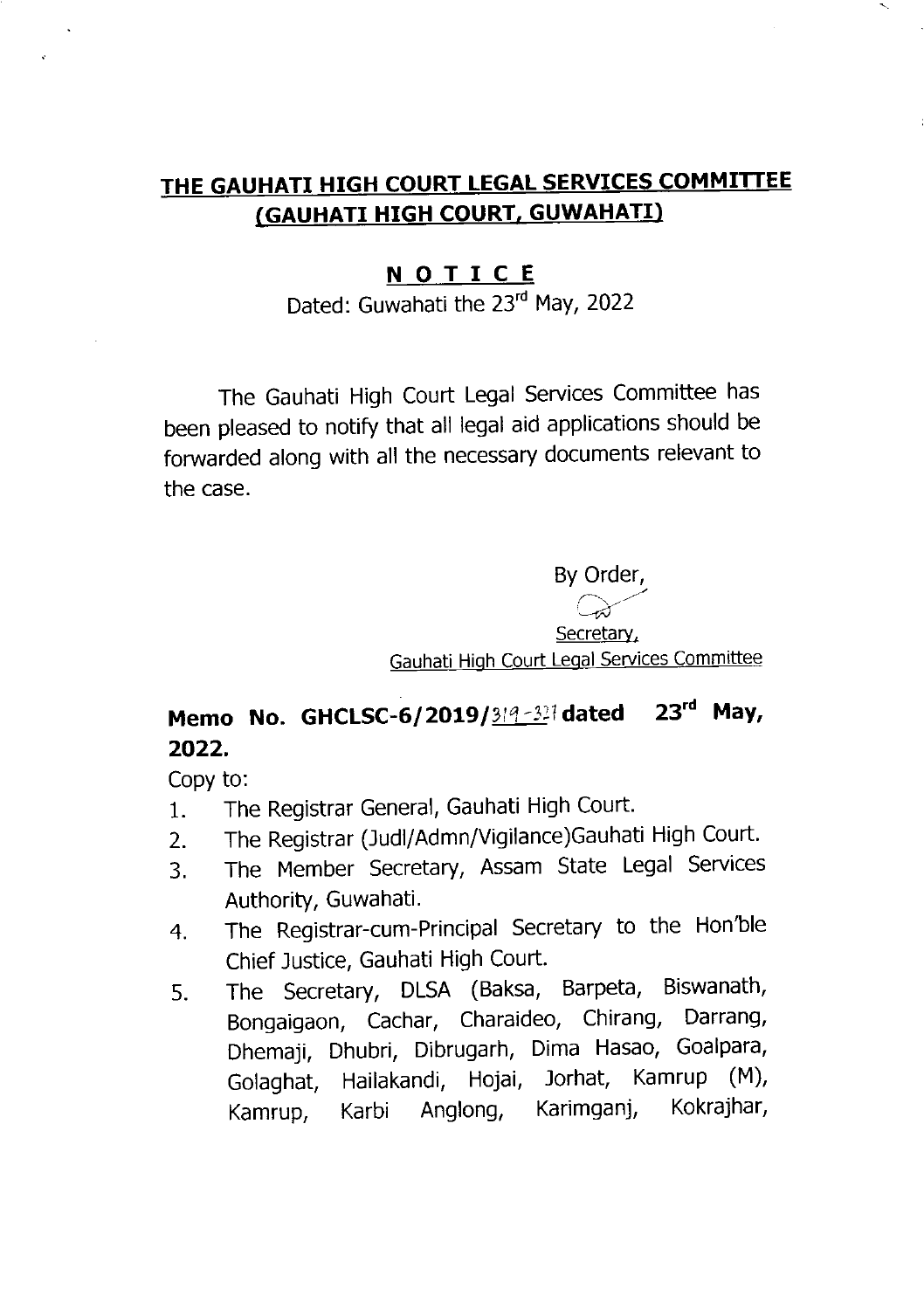# THE GAUHATI HIGH COURT LEGAL SERVICES COMMITTEE
## (GAUHATI HIGH COURT, GUWAHATI)

### N O T I C E

Dated: Guwahati the 23rd May, 2022

The Gauhati High Court Legal Services Committee has been pleased to notify that all legal aid applications should be forwarded along with all the necessary documents relevant to the case.

By Order,

Secretary,
Gauhati High Court Legal Services Committee

**Memo No. GHCLSC-6/2019/319-321 dated 23rd May, 2022.**

Copy to:

1. The Registrar General, Gauhati High Court.
2. The Registrar (Judl/Admn/Vigilance)Gauhati High Court.
3. The Member Secretary, Assam State Legal Services Authority, Guwahati.
4. The Registrar-cum-Principal Secretary to the Hon'ble Chief Justice, Gauhati High Court.
5. The Secretary, DLSA (Baksa, Barpeta, Biswanath, Bongaigaon, Cachar, Charaideo, Chirang, Darrang, Dhemaji, Dhubri, Dibrugarh, Dima Hasao, Goalpara, Golaghat, Hailakandi, Hojai, Jorhat, Kamrup (M), Kamrup, Karbi Anglong, Karimganj, Kokrajhar,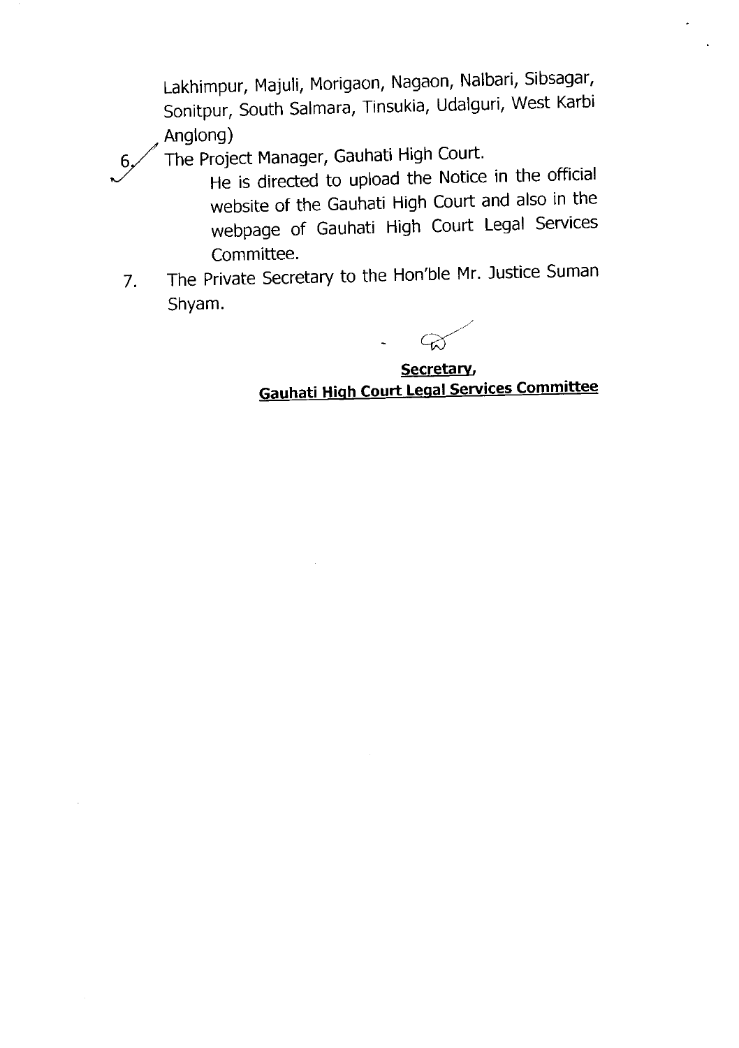Lakhimpur, Majuli, Morigaon, Nagaon, Nalbari, Sibsagar, Sonitpur, South Salmara, Tinsukia, Udalguri, West Karbi Anglong)

6. The Project Manager, Gauhati High Court.

   He is directed to upload the Notice in the official website of the Gauhati High Court and also in the webpage of Gauhati High Court Legal Services Committee.

7. The Private Secretary to the Hon'ble Mr. Justice Suman Shyam.

**Secretary,**
**Gauhati High Court Legal Services Committee**